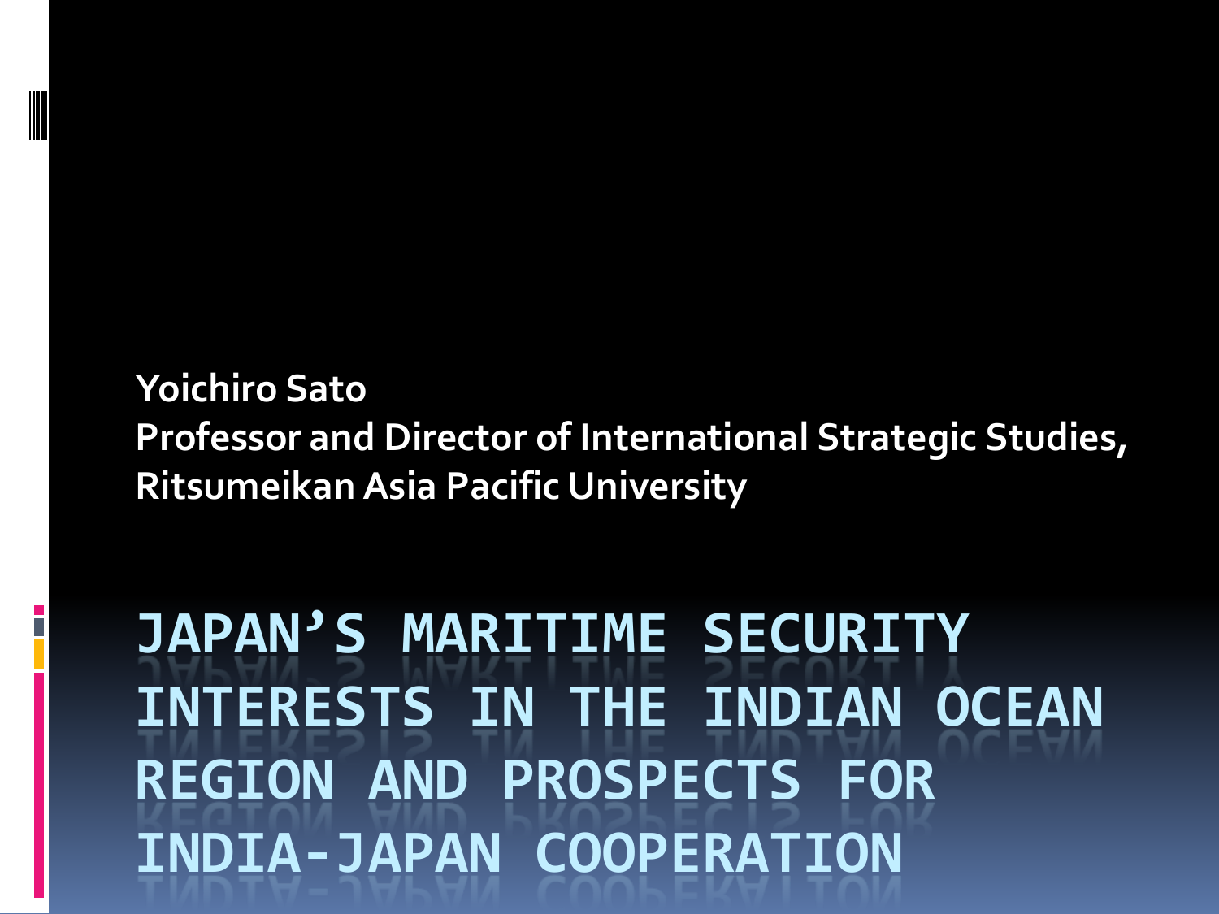# JAPAN'S MARITIME SECURITY INTERESTS IN THE INDIAN OCEAN REGION AND PROSPECTS FOR INDIA-JAPAN COOPERATION

**Yoichiro Sato**
**Professor and Director of International Strategic Studies, Ritsumeikan Asia Pacific University**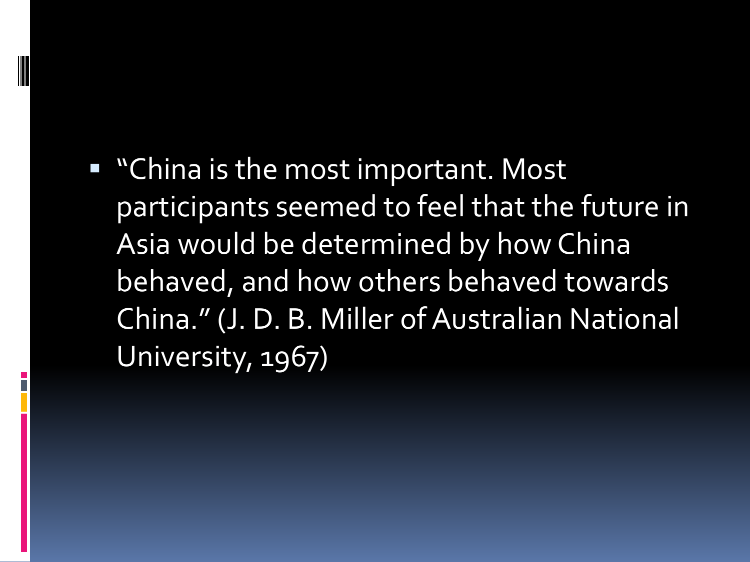- "China is the most important. Most participants seemed to feel that the future in Asia would be determined by how China behaved, and how others behaved towards China." (J. D. B. Miller of Australian National University, 1967)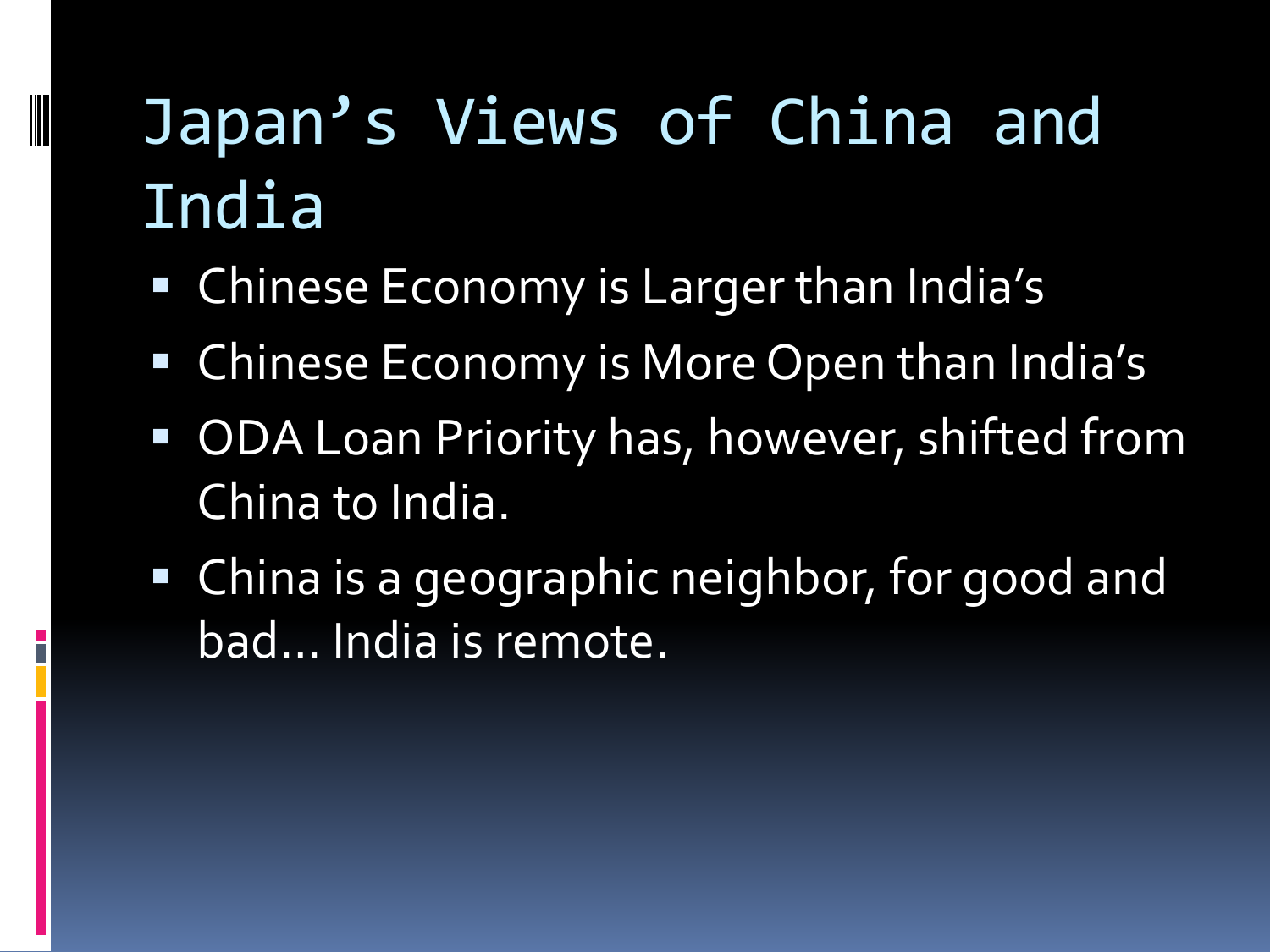# Japan's Views of China and India

- Chinese Economy is Larger than India's
- Chinese Economy is More Open than India's
- ODA Loan Priority has, however, shifted from China to India.
- China is a geographic neighbor, for good and bad… India is remote.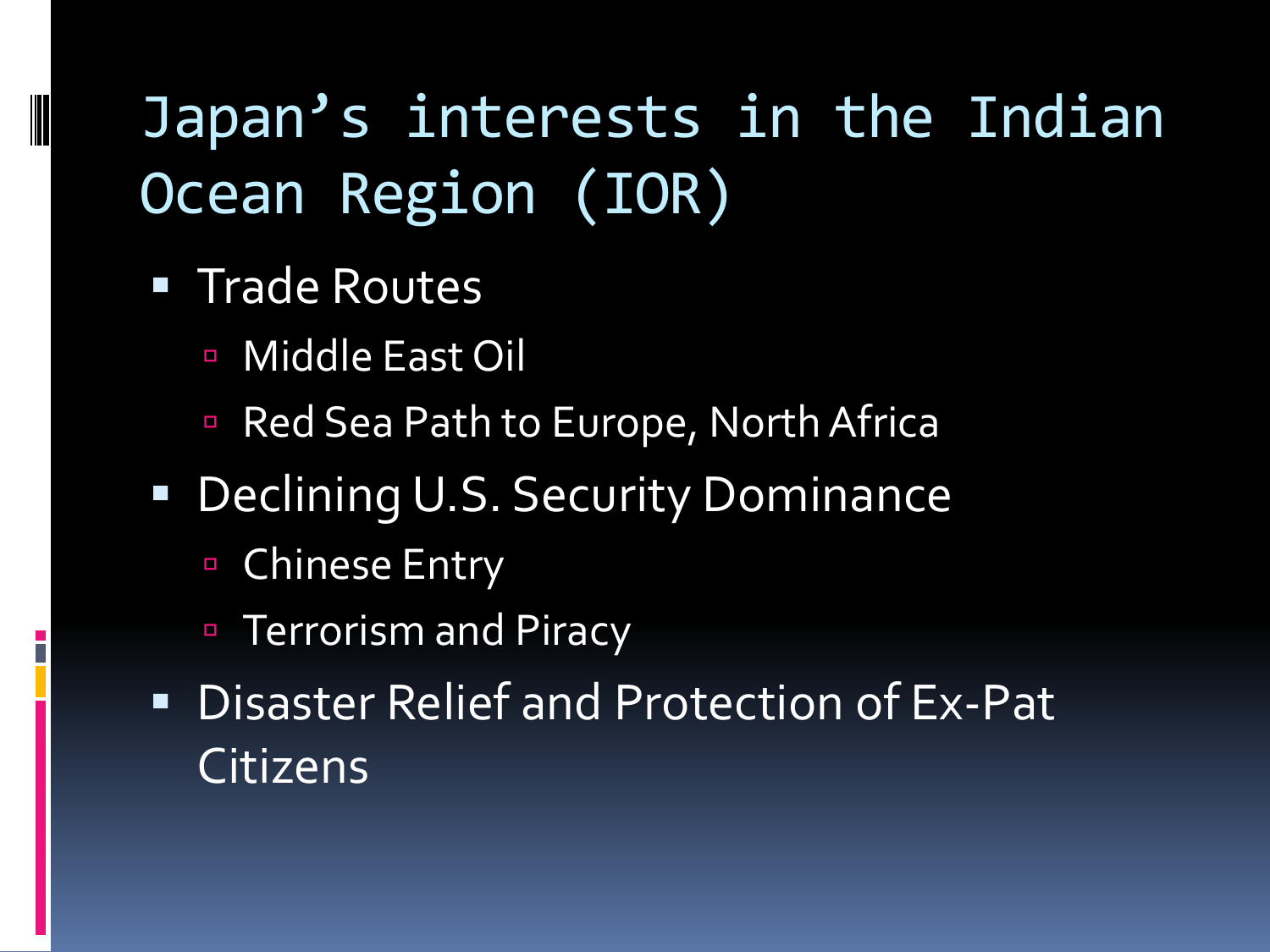# Japan's interests in the Indian Ocean Region (IOR)

- Trade Routes
  - Middle East Oil
  - Red Sea Path to Europe, North Africa
- Declining U.S. Security Dominance
  - Chinese Entry
  - Terrorism and Piracy
- Disaster Relief and Protection of Ex-Pat Citizens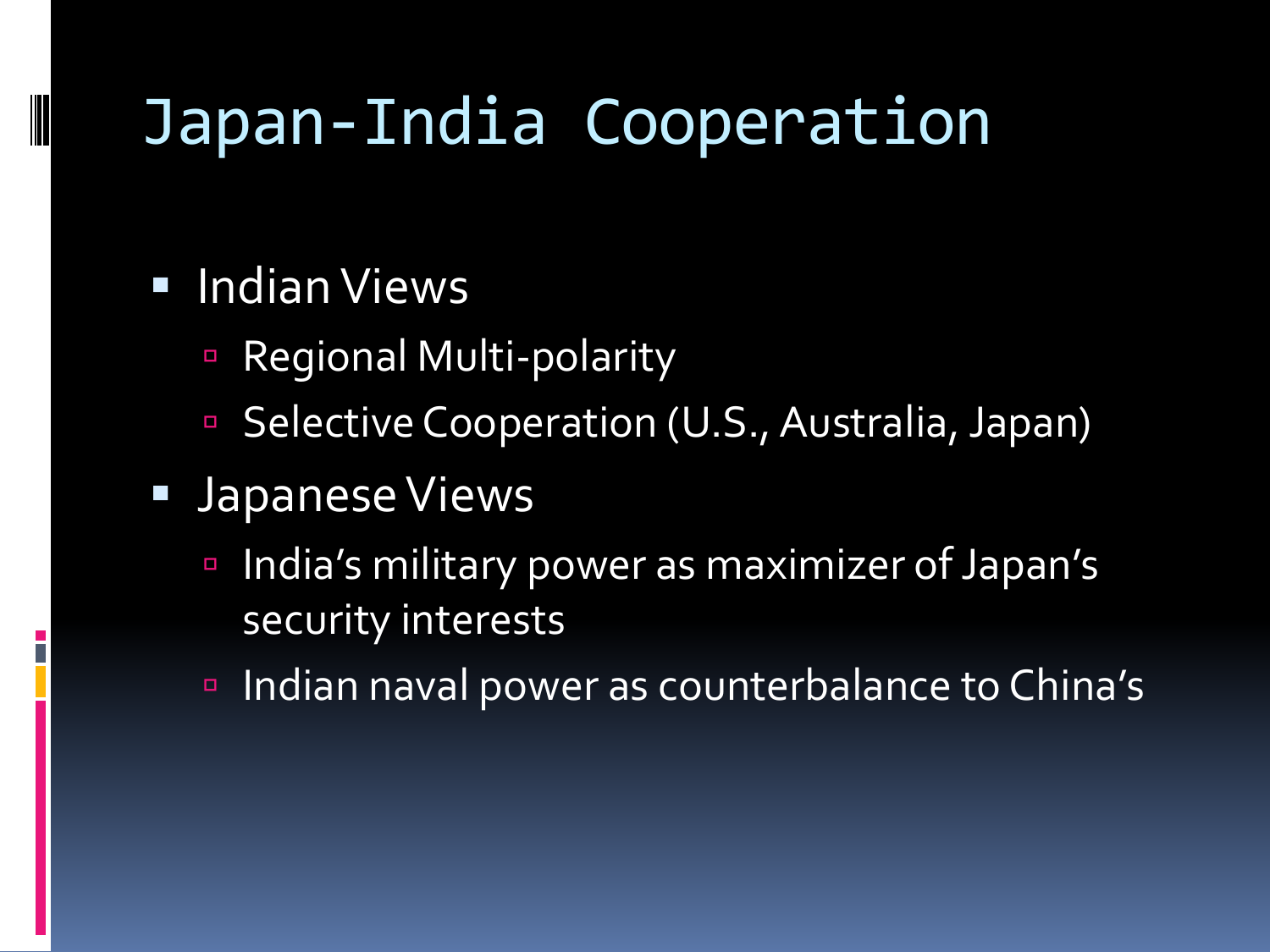# Japan-India Cooperation

- Indian Views
  - Regional Multi-polarity
  - Selective Cooperation (U.S., Australia, Japan)
- Japanese Views
  - India's military power as maximizer of Japan's security interests
  - Indian naval power as counterbalance to China's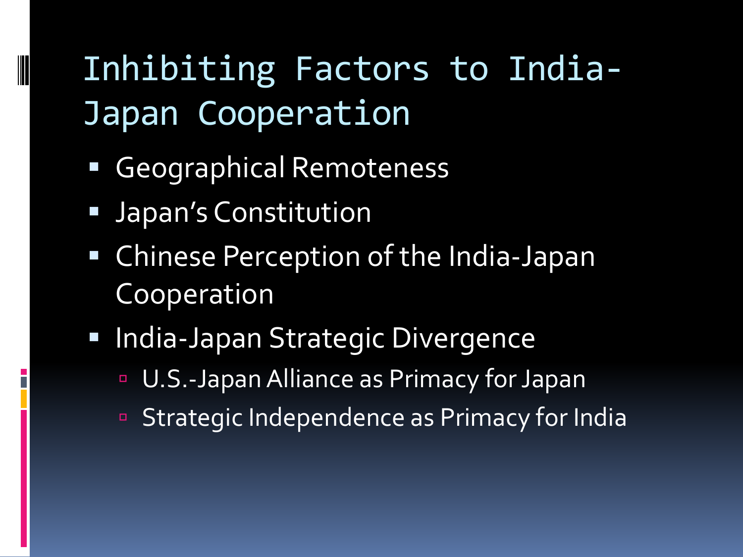# Inhibiting Factors to India-Japan Cooperation

- Geographical Remoteness
- Japan's Constitution
- Chinese Perception of the India-Japan Cooperation
- India-Japan Strategic Divergence
  - U.S.-Japan Alliance as Primacy for Japan
  - Strategic Independence as Primacy for India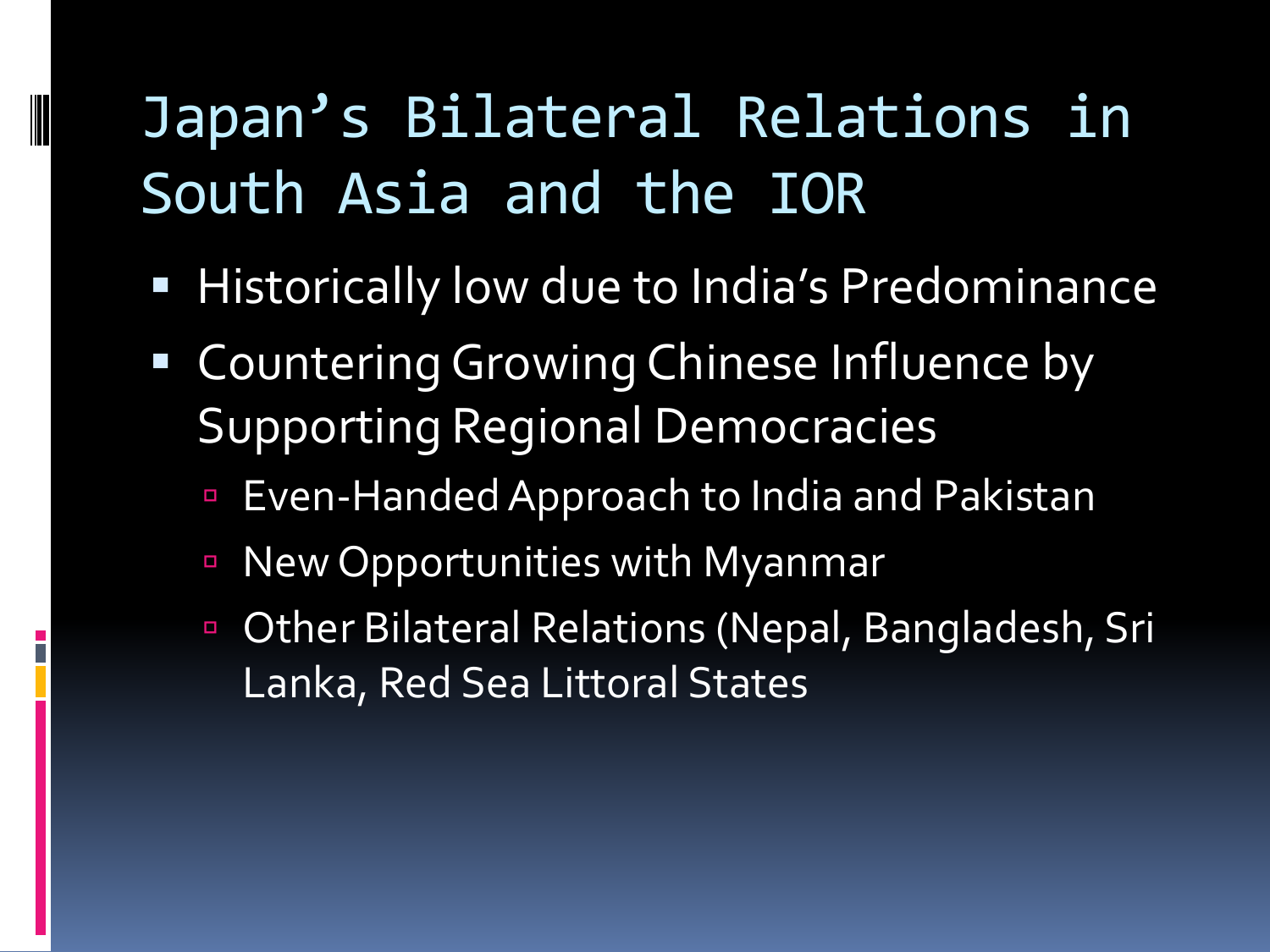# Japan's Bilateral Relations in South Asia and the IOR

- Historically low due to India's Predominance
- Countering Growing Chinese Influence by Supporting Regional Democracies
  - Even-Handed Approach to India and Pakistan
  - New Opportunities with Myanmar
  - Other Bilateral Relations (Nepal, Bangladesh, Sri Lanka, Red Sea Littoral States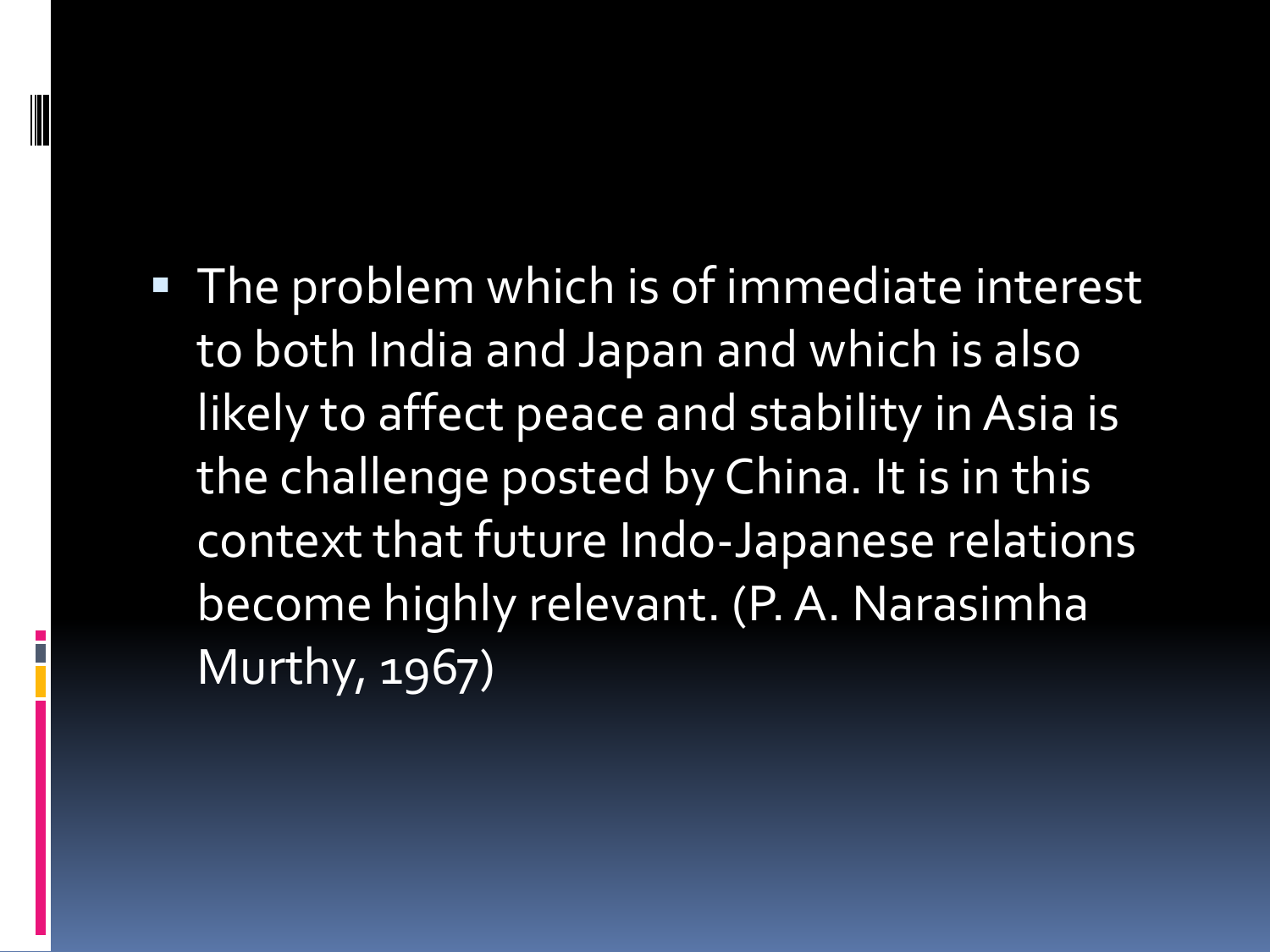- The problem which is of immediate interest to both India and Japan and which is also likely to affect peace and stability in Asia is the challenge posted by China. It is in this context that future Indo-Japanese relations become highly relevant. (P. A. Narasimha Murthy, 1967)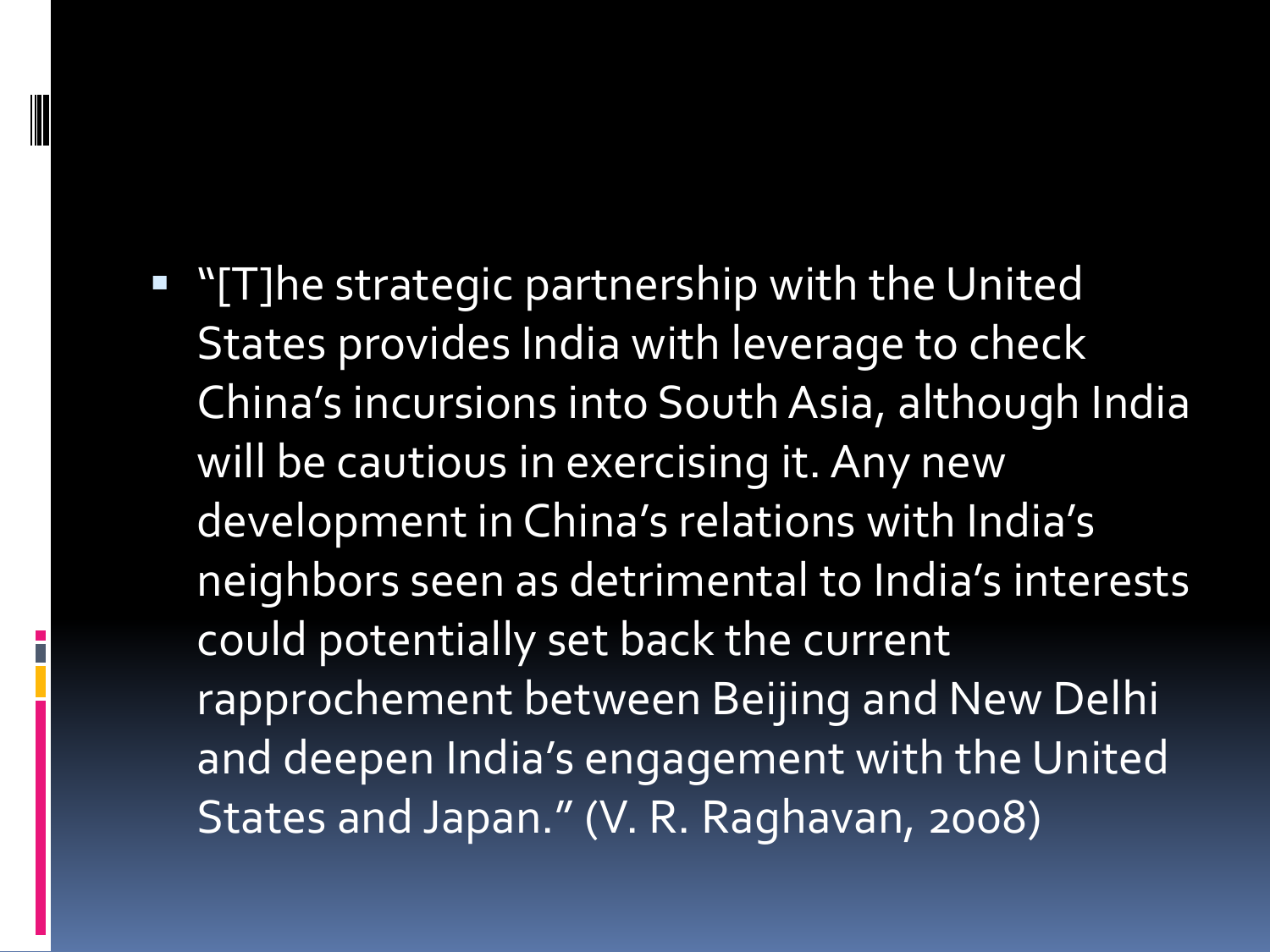- “[T]he strategic partnership with the United States provides India with leverage to check China’s incursions into South Asia, although India will be cautious in exercising it. Any new development in China’s relations with India’s neighbors seen as detrimental to India’s interests could potentially set back the current rapprochement between Beijing and New Delhi and deepen India’s engagement with the United States and Japan.” (V. R. Raghavan, 2008)